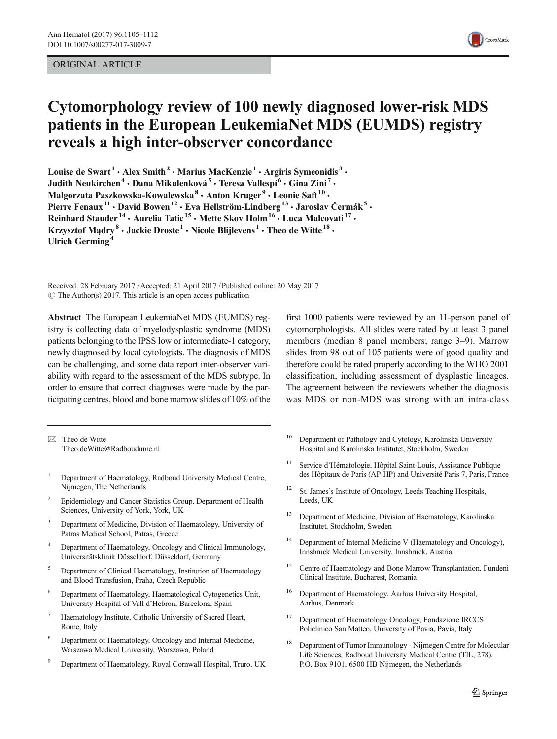ORIGINAL ARTICLE

# Cytomorphology review of 100 newly diagnosed lower-risk MDS patients in the European LeukemiaNet MDS (EUMDS) registry reveals a high inter-observer concordance

Louise de Swart[1] · Alex Smith[2] · Marius MacKenzie[1] · Argiris Symeonidis[3] · Judith Neukirchen[4] · Dana Mikulenková[5] · Teresa Vallespí[6] · Gina Zini[7] · Malgorzata Paszkowska-Kowalewska[8] · Anton Kruger[9] · Leonie Saft[10] · Pierre Fenaux[11] · David Bowen[12] · Eva Hellström-Lindberg[13] · Jaroslav Čermák[5] · Reinhard Stauder[14] · Aurelia Tatic[15] · Mette Skov Holm[16] · Luca Malcovati[17] · Krzysztof Mądry[8] · Jackie Droste[1] · Nicole Blijlevens[1] · Theo de Witte[18] · Ulrich Germing[4]

Received: 28 February 2017 / Accepted: 21 April 2017 / Published online: 20 May 2017
© The Author(s) 2017. This article is an open access publication

**Abstract** The European LeukemiaNet MDS (EUMDS) registry is collecting data of myelodysplastic syndrome (MDS) patients belonging to the IPSS low or intermediate-1 category, newly diagnosed by local cytologists. The diagnosis of MDS can be challenging, and some data report inter-observer variability with regard to the assessment of the MDS subtype. In order to ensure that correct diagnoses were made by the participating centres, blood and bone marrow slides of 10% of the first 1000 patients were reviewed by an 11-person panel of cytomorphologists. All slides were rated by at least 3 panel members (median 8 panel members; range 3–9). Marrow slides from 98 out of 105 patients were of good quality and therefore could be rated properly according to the WHO 2001 classification, including assessment of dysplastic lineages. The agreement between the reviewers whether the diagnosis was MDS or non-MDS was strong with an intra-class

✉ Theo de Witte
Theo.deWitte@Radboudumc.nl

[1] Department of Haematology, Radboud University Medical Centre, Nijmegen, The Netherlands

[2] Epidemiology and Cancer Statistics Group, Department of Health Sciences, University of York, York, UK

[3] Department of Medicine, Division of Haematology, University of Patras Medical School, Patras, Greece

[4] Department of Haematology, Oncology and Clinical Immunology, Universitätsklinik Düsseldorf, Düsseldorf, Germany

[5] Department of Clinical Haematology, Institution of Haematology and Blood Transfusion, Praha, Czech Republic

[6] Department of Haematology, Haematological Cytogenetics Unit, University Hospital of Vall d'Hebron, Barcelona, Spain

[7] Haematology Institute, Catholic University of Sacred Heart, Rome, Italy

[8] Department of Haematology, Oncology and Internal Medicine, Warszawa Medical University, Warszawa, Poland

[9] Department of Haematology, Royal Cornwall Hospital, Truro, UK

[10] Department of Pathology and Cytology, Karolinska University Hospital and Karolinska Institutet, Stockholm, Sweden

[11] Service d'Hématologie, Hôpital Saint-Louis, Assistance Publique des Hôpitaux de Paris (AP-HP) and Université Paris 7, Paris, France

[12] St. James's Institute of Oncology, Leeds Teaching Hospitals, Leeds, UK

[13] Department of Medicine, Division of Haematology, Karolinska Institutet, Stockholm, Sweden

[14] Department of Internal Medicine V (Haematology and Oncology), Innsbruck Medical University, Innsbruck, Austria

[15] Centre of Haematology and Bone Marrow Transplantation, Fundeni Clinical Institute, Bucharest, Romania

[16] Department of Haematology, Aarhus University Hospital, Aarhus, Denmark

[17] Department of Haematology Oncology, Fondazione IRCCS Policlinico San Matteo, University of Pavia, Pavia, Italy

[18] Department of Tumor Immunology - Nijmegen Centre for Molecular Life Sciences, Radboud University Medical Centre (TIL, 278), P.O. Box 9101, 6500 HB Nijmegen, the Netherlands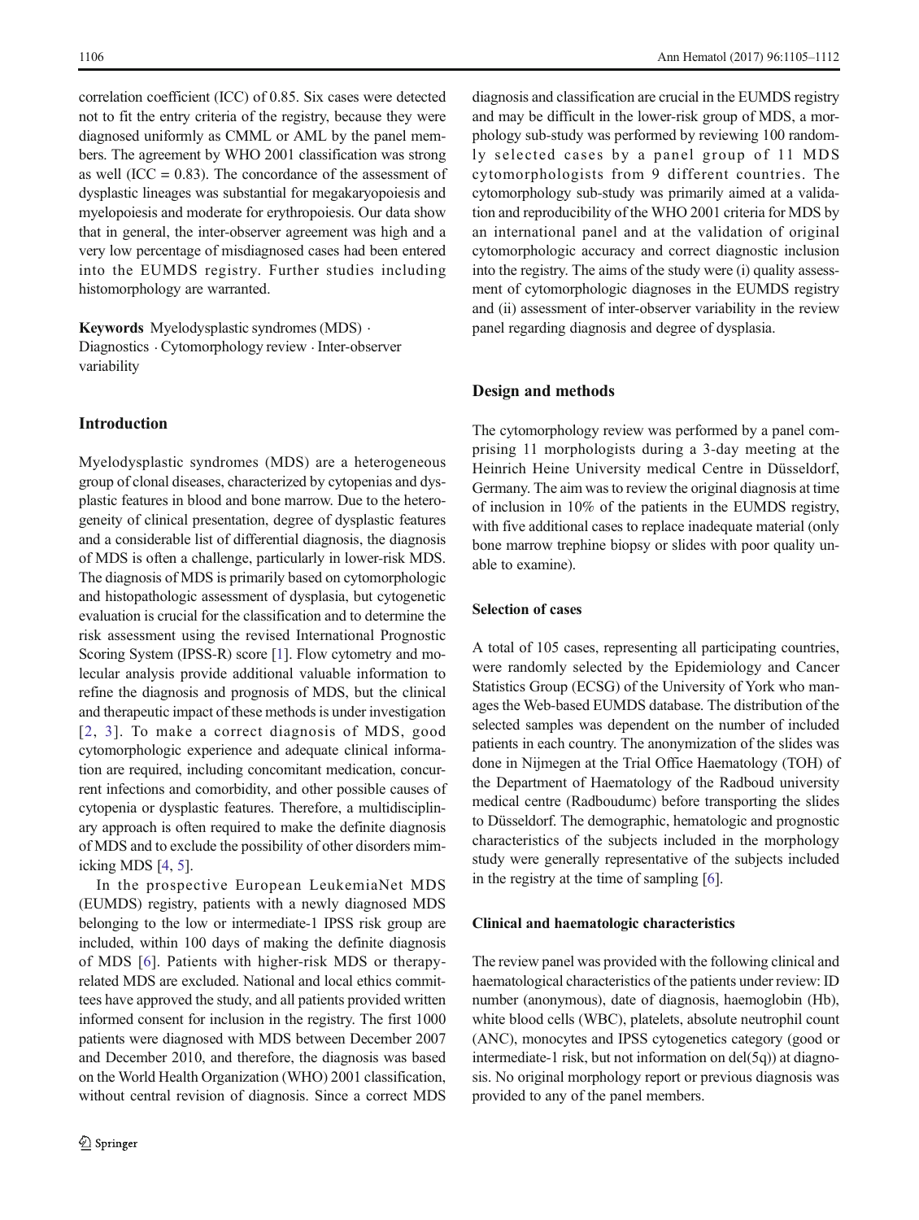correlation coefficient (ICC) of 0.85. Six cases were detected not to fit the entry criteria of the registry, because they were diagnosed uniformly as CMML or AML by the panel members. The agreement by WHO 2001 classification was strong as well (ICC = 0.83). The concordance of the assessment of dysplastic lineages was substantial for megakaryopoiesis and myelopoiesis and moderate for erythropoiesis. Our data show that in general, the inter-observer agreement was high and a very low percentage of misdiagnosed cases had been entered into the EUMDS registry. Further studies including histomorphology are warranted.

**Keywords** Myelodysplastic syndromes (MDS) · Diagnostics · Cytomorphology review · Inter-observer variability

## Introduction

Myelodysplastic syndromes (MDS) are a heterogeneous group of clonal diseases, characterized by cytopenias and dysplastic features in blood and bone marrow. Due to the heterogeneity of clinical presentation, degree of dysplastic features and a considerable list of differential diagnosis, the diagnosis of MDS is often a challenge, particularly in lower-risk MDS. The diagnosis of MDS is primarily based on cytomorphologic and histopathologic assessment of dysplasia, but cytogenetic evaluation is crucial for the classification and to determine the risk assessment using the revised International Prognostic Scoring System (IPSS-R) score [1]. Flow cytometry and molecular analysis provide additional valuable information to refine the diagnosis and prognosis of MDS, but the clinical and therapeutic impact of these methods is under investigation [2, 3]. To make a correct diagnosis of MDS, good cytomorphologic experience and adequate clinical information are required, including concomitant medication, concurrent infections and comorbidity, and other possible causes of cytopenia or dysplastic features. Therefore, a multidisciplinary approach is often required to make the definite diagnosis of MDS and to exclude the possibility of other disorders mimicking MDS [4, 5].

In the prospective European LeukemiaNet MDS (EUMDS) registry, patients with a newly diagnosed MDS belonging to the low or intermediate-1 IPSS risk group are included, within 100 days of making the definite diagnosis of MDS [6]. Patients with higher-risk MDS or therapy-related MDS are excluded. National and local ethics committees have approved the study, and all patients provided written informed consent for inclusion in the registry. The first 1000 patients were diagnosed with MDS between December 2007 and December 2010, and therefore, the diagnosis was based on the World Health Organization (WHO) 2001 classification, without central revision of diagnosis. Since a correct MDS diagnosis and classification are crucial in the EUMDS registry and may be difficult in the lower-risk group of MDS, a morphology sub-study was performed by reviewing 100 randomly selected cases by a panel group of 11 MDS cytomorphologists from 9 different countries. The cytomorphology sub-study was primarily aimed at a validation and reproducibility of the WHO 2001 criteria for MDS by an international panel and at the validation of original cytomorphologic accuracy and correct diagnostic inclusion into the registry. The aims of the study were (i) quality assessment of cytomorphologic diagnoses in the EUMDS registry and (ii) assessment of inter-observer variability in the review panel regarding diagnosis and degree of dysplasia.

## Design and methods

The cytomorphology review was performed by a panel comprising 11 morphologists during a 3-day meeting at the Heinrich Heine University medical Centre in Düsseldorf, Germany. The aim was to review the original diagnosis at time of inclusion in 10% of the patients in the EUMDS registry, with five additional cases to replace inadequate material (only bone marrow trephine biopsy or slides with poor quality unable to examine).

### Selection of cases

A total of 105 cases, representing all participating countries, were randomly selected by the Epidemiology and Cancer Statistics Group (ECSG) of the University of York who manages the Web-based EUMDS database. The distribution of the selected samples was dependent on the number of included patients in each country. The anonymization of the slides was done in Nijmegen at the Trial Office Haematology (TOH) of the Department of Haematology of the Radboud university medical centre (Radboudumc) before transporting the slides to Düsseldorf. The demographic, hematologic and prognostic characteristics of the subjects included in the morphology study were generally representative of the subjects included in the registry at the time of sampling [6].

### Clinical and haematologic characteristics

The review panel was provided with the following clinical and haematological characteristics of the patients under review: ID number (anonymous), date of diagnosis, haemoglobin (Hb), white blood cells (WBC), platelets, absolute neutrophil count (ANC), monocytes and IPSS cytogenetics category (good or intermediate-1 risk, but not information on del(5q)) at diagnosis. No original morphology report or previous diagnosis was provided to any of the panel members.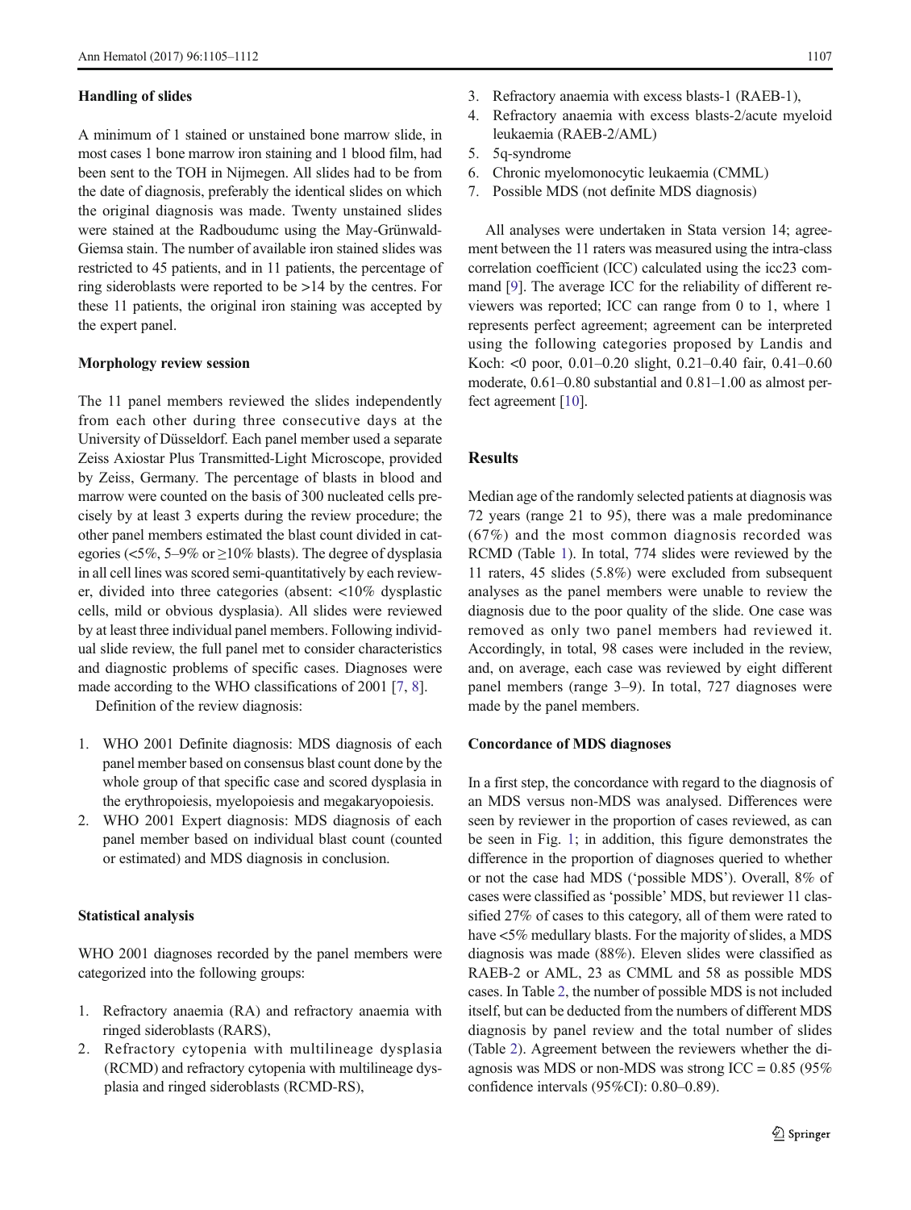### Handling of slides

A minimum of 1 stained or unstained bone marrow slide, in most cases 1 bone marrow iron staining and 1 blood film, had been sent to the TOH in Nijmegen. All slides had to be from the date of diagnosis, preferably the identical slides on which the original diagnosis was made. Twenty unstained slides were stained at the Radboudumc using the May-Grünwald-Giemsa stain. The number of available iron stained slides was restricted to 45 patients, and in 11 patients, the percentage of ring sideroblasts were reported to be >14 by the centres. For these 11 patients, the original iron staining was accepted by the expert panel.

### Morphology review session

The 11 panel members reviewed the slides independently from each other during three consecutive days at the University of Düsseldorf. Each panel member used a separate Zeiss Axiostar Plus Transmitted-Light Microscope, provided by Zeiss, Germany. The percentage of blasts in blood and marrow were counted on the basis of 300 nucleated cells precisely by at least 3 experts during the review procedure; the other panel members estimated the blast count divided in categories (<5%, 5–9% or ≥10% blasts). The degree of dysplasia in all cell lines was scored semi-quantitatively by each reviewer, divided into three categories (absent: <10% dysplastic cells, mild or obvious dysplasia). All slides were reviewed by at least three individual panel members. Following individual slide review, the full panel met to consider characteristics and diagnostic problems of specific cases. Diagnoses were made according to the WHO classifications of 2001 [7, 8].

Definition of the review diagnosis:

1. WHO 2001 Definite diagnosis: MDS diagnosis of each panel member based on consensus blast count done by the whole group of that specific case and scored dysplasia in the erythropoiesis, myelopoiesis and megakaryopoiesis.
2. WHO 2001 Expert diagnosis: MDS diagnosis of each panel member based on individual blast count (counted or estimated) and MDS diagnosis in conclusion.

### Statistical analysis

WHO 2001 diagnoses recorded by the panel members were categorized into the following groups:

1. Refractory anaemia (RA) and refractory anaemia with ringed sideroblasts (RARS),
2. Refractory cytopenia with multilineage dysplasia (RCMD) and refractory cytopenia with multilineage dysplasia and ringed sideroblasts (RCMD-RS),
3. Refractory anaemia with excess blasts-1 (RAEB-1),
4. Refractory anaemia with excess blasts-2/acute myeloid leukaemia (RAEB-2/AML)
5. 5q-syndrome
6. Chronic myelomonocytic leukaemia (CMML)
7. Possible MDS (not definite MDS diagnosis)

All analyses were undertaken in Stata version 14; agreement between the 11 raters was measured using the intra-class correlation coefficient (ICC) calculated using the icc23 command [9]. The average ICC for the reliability of different reviewers was reported; ICC can range from 0 to 1, where 1 represents perfect agreement; agreement can be interpreted using the following categories proposed by Landis and Koch: <0 poor, 0.01–0.20 slight, 0.21–0.40 fair, 0.41–0.60 moderate, 0.61–0.80 substantial and 0.81–1.00 as almost perfect agreement [10].

## Results

Median age of the randomly selected patients at diagnosis was 72 years (range 21 to 95), there was a male predominance (67%) and the most common diagnosis recorded was RCMD (Table 1). In total, 774 slides were reviewed by the 11 raters, 45 slides (5.8%) were excluded from subsequent analyses as the panel members were unable to review the diagnosis due to the poor quality of the slide. One case was removed as only two panel members had reviewed it. Accordingly, in total, 98 cases were included in the review, and, on average, each case was reviewed by eight different panel members (range 3–9). In total, 727 diagnoses were made by the panel members.

### Concordance of MDS diagnoses

In a first step, the concordance with regard to the diagnosis of an MDS versus non-MDS was analysed. Differences were seen by reviewer in the proportion of cases reviewed, as can be seen in Fig. 1; in addition, this figure demonstrates the difference in the proportion of diagnoses queried to whether or not the case had MDS ('possible MDS'). Overall, 8% of cases were classified as 'possible' MDS, but reviewer 11 classified 27% of cases to this category, all of them were rated to have <5% medullary blasts. For the majority of slides, a MDS diagnosis was made (88%). Eleven slides were classified as RAEB-2 or AML, 23 as CMML and 58 as possible MDS cases. In Table 2, the number of possible MDS is not included itself, but can be deducted from the numbers of different MDS diagnosis by panel review and the total number of slides (Table 2). Agreement between the reviewers whether the diagnosis was MDS or non-MDS was strong ICC = 0.85 (95% confidence intervals (95%CI): 0.80–0.89).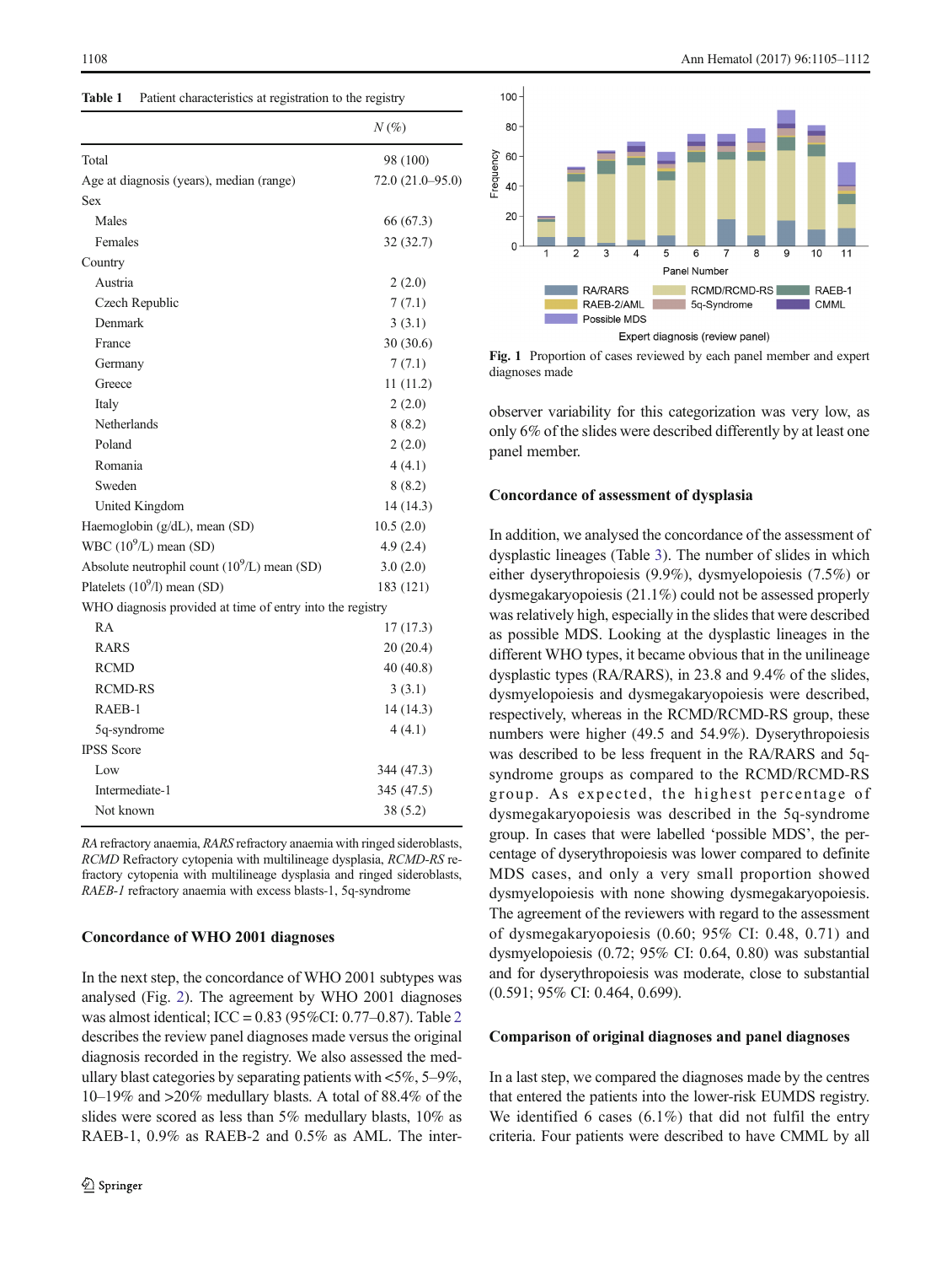**Table 1** Patient characteristics at registration to the registry

| | N (%) |
|---|---|
| Total | 98 (100) |
| Age at diagnosis (years), median (range) | 72.0 (21.0–95.0) |
| Sex | |
| Males | 66 (67.3) |
| Females | 32 (32.7) |
| Country | |
| Austria | 2 (2.0) |
| Czech Republic | 7 (7.1) |
| Denmark | 3 (3.1) |
| France | 30 (30.6) |
| Germany | 7 (7.1) |
| Greece | 11 (11.2) |
| Italy | 2 (2.0) |
| Netherlands | 8 (8.2) |
| Poland | 2 (2.0) |
| Romania | 4 (4.1) |
| Sweden | 8 (8.2) |
| United Kingdom | 14 (14.3) |
| Haemoglobin (g/dL), mean (SD) | 10.5 (2.0) |
| WBC ($10^9$/L) mean (SD) | 4.9 (2.4) |
| Absolute neutrophil count ($10^9$/L) mean (SD) | 3.0 (2.0) |
| Platelets ($10^9$/l) mean (SD) | 183 (121) |
| WHO diagnosis provided at time of entry into the registry | |
| RA | 17 (17.3) |
| RARS | 20 (20.4) |
| RCMD | 40 (40.8) |
| RCMD-RS | 3 (3.1) |
| RAEB-1 | 14 (14.3) |
| 5q-syndrome | 4 (4.1) |
| IPSS Score | |
| Low | 344 (47.3) |
| Intermediate-1 | 345 (47.5) |
| Not known | 38 (5.2) |

*RA* refractory anaemia, *RARS* refractory anaemia with ringed sideroblasts, *RCMD* Refractory cytopenia with multilineage dysplasia, *RCMD-RS* refractory cytopenia with multilineage dysplasia and ringed sideroblasts, *RAEB-1* refractory anaemia with excess blasts-1, 5q-syndrome

### Concordance of WHO 2001 diagnoses

In the next step, the concordance of WHO 2001 subtypes was analysed (Fig. 2). The agreement by WHO 2001 diagnoses was almost identical; ICC = 0.83 (95%CI: 0.77–0.87). Table 2 describes the review panel diagnoses made versus the original diagnosis recorded in the registry. We also assessed the medullary blast categories by separating patients with <5%, 5–9%, 10–19% and >20% medullary blasts. A total of 88.4% of the slides were scored as less than 5% medullary blasts, 10% as RAEB-1, 0.9% as RAEB-2 and 0.5% as AML. The inter-observer variability for this categorization was very low, as only 6% of the slides were described differently by at least one panel member.

**Fig. 1** Proportion of cases reviewed by each panel member and expert diagnoses made

### Concordance of assessment of dysplasia

In addition, we analysed the concordance of the assessment of dysplastic lineages (Table 3). The number of slides in which either dyserythropoiesis (9.9%), dysmyelopoiesis (7.5%) or dysmegakaryopoiesis (21.1%) could not be assessed properly was relatively high, especially in the slides that were described as possible MDS. Looking at the dysplastic lineages in the different WHO types, it became obvious that in the unilineage dysplastic types (RA/RARS), in 23.8 and 9.4% of the slides, dysmyelopoiesis and dysmegakaryopoiesis were described, respectively, whereas in the RCMD/RCMD-RS group, these numbers were higher (49.5 and 54.9%). Dyserythropoiesis was described to be less frequent in the RA/RARS and 5q-syndrome groups as compared to the RCMD/RCMD-RS group. As expected, the highest percentage of dysmegakaryopoiesis was described in the 5q-syndrome group. In cases that were labelled 'possible MDS', the percentage of dyserythropoiesis was lower compared to definite MDS cases, and only a very small proportion showed dysmyelopoiesis with none showing dysmegakaryopoiesis. The agreement of the reviewers with regard to the assessment of dysmegakaryopoiesis (0.60; 95% CI: 0.48, 0.71) and dysmyelopoiesis (0.72; 95% CI: 0.64, 0.80) was substantial and for dyserythropoiesis was moderate, close to substantial (0.591; 95% CI: 0.464, 0.699).

### Comparison of original diagnoses and panel diagnoses

In a last step, we compared the diagnoses made by the centres that entered the patients into the lower-risk EUMDS registry. We identified 6 cases (6.1%) that did not fulfil the entry criteria. Four patients were described to have CMML by all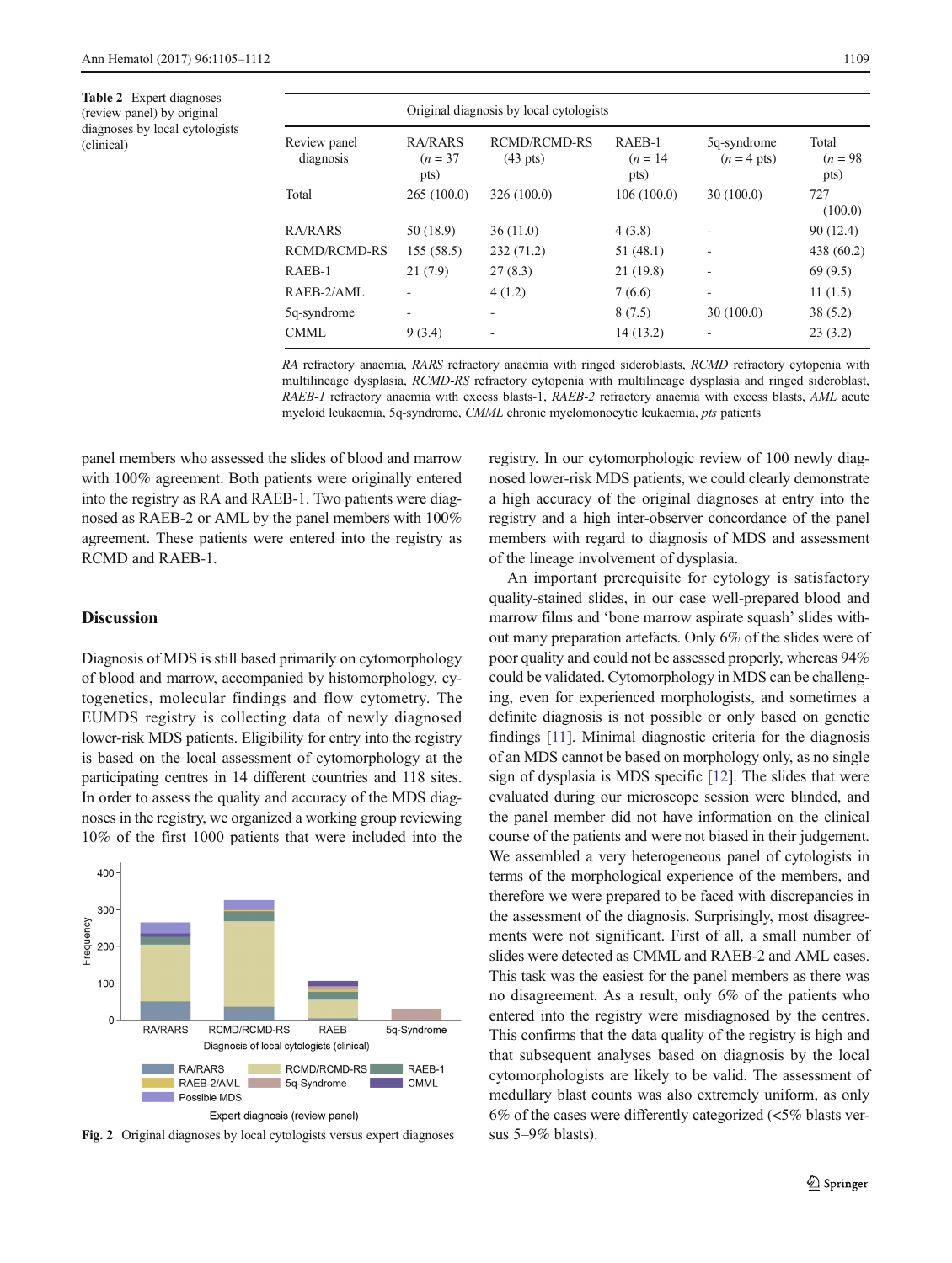**Table 2** Expert diagnoses (review panel) by original diagnoses by local cytologists (clinical)

| | Original diagnosis by local cytologists | | | | |
|---|---|---|---|---|---|
| Review panel diagnosis | RA/RARS ($n$ = 37 pts) | RCMD/RCMD-RS (43 pts) | RAEB-1 ($n$ = 14 pts) | 5q-syndrome ($n$ = 4 pts) | Total ($n$ = 98 pts) |
| Total | 265 (100.0) | 326 (100.0) | 106 (100.0) | 30 (100.0) | 727 (100.0) |
| RA/RARS | 50 (18.9) | 36 (11.0) | 4 (3.8) | - | 90 (12.4) |
| RCMD/RCMD-RS | 155 (58.5) | 232 (71.2) | 51 (48.1) | - | 438 (60.2) |
| RAEB-1 | 21 (7.9) | 27 (8.3) | 21 (19.8) | - | 69 (9.5) |
| RAEB-2/AML | - | 4 (1.2) | 7 (6.6) | - | 11 (1.5) |
| 5q-syndrome | - | - | 8 (7.5) | 30 (100.0) | 38 (5.2) |
| CMML | 9 (3.4) | - | 14 (13.2) | - | 23 (3.2) |

*RA* refractory anaemia, *RARS* refractory anaemia with ringed sideroblasts, *RCMD* refractory cytopenia with multilineage dysplasia, *RCMD-RS* refractory cytopenia with multilineage dysplasia and ringed sideroblast, *RAEB-1* refractory anaemia with excess blasts-1, *RAEB-2* refractory anaemia with excess blasts, *AML* acute myeloid leukaemia, 5q-syndrome, *CMML* chronic myelomonocytic leukaemia, *pts* patients

panel members who assessed the slides of blood and marrow with 100% agreement. Both patients were originally entered into the registry as RA and RAEB-1. Two patients were diagnosed as RAEB-2 or AML by the panel members with 100% agreement. These patients were entered into the registry as RCMD and RAEB-1.

## Discussion

Diagnosis of MDS is still based primarily on cytomorphology of blood and marrow, accompanied by histomorphology, cytogenetics, molecular findings and flow cytometry. The EUMDS registry is collecting data of newly diagnosed lower-risk MDS patients. Eligibility for entry into the registry is based on the local assessment of cytomorphology at the participating centres in 14 different countries and 118 sites. In order to assess the quality and accuracy of the MDS diagnoses in the registry, we organized a working group reviewing 10% of the first 1000 patients that were included into the

Fig. 2 Original diagnoses by local cytologists versus expert diagnoses

registry. In our cytomorphologic review of 100 newly diagnosed lower-risk MDS patients, we could clearly demonstrate a high accuracy of the original diagnoses at entry into the registry and a high inter-observer concordance of the panel members with regard to diagnosis of MDS and assessment of the lineage involvement of dysplasia.

An important prerequisite for cytology is satisfactory quality-stained slides, in our case well-prepared blood and marrow films and 'bone marrow aspirate squash' slides without many preparation artefacts. Only 6% of the slides were of poor quality and could not be assessed properly, whereas 94% could be validated. Cytomorphology in MDS can be challenging, even for experienced morphologists, and sometimes a definite diagnosis is not possible or only based on genetic findings [11]. Minimal diagnostic criteria for the diagnosis of an MDS cannot be based on morphology only, as no single sign of dysplasia is MDS specific [12]. The slides that were evaluated during our microscope session were blinded, and the panel member did not have information on the clinical course of the patients and were not biased in their judgement. We assembled a very heterogeneous panel of cytologists in terms of the morphological experience of the members, and therefore we were prepared to be faced with discrepancies in the assessment of the diagnosis. Surprisingly, most disagreements were not significant. First of all, a small number of slides were detected as CMML and RAEB-2 and AML cases. This task was the easiest for the panel members as there was no disagreement. As a result, only 6% of the patients who entered into the registry were misdiagnosed by the centres. This confirms that the data quality of the registry is high and that subsequent analyses based on diagnosis by the local cytomorphologists are likely to be valid. The assessment of medullary blast counts was also extremely uniform, as only 6% of the cases were differently categorized (<5% blasts versus 5–9% blasts).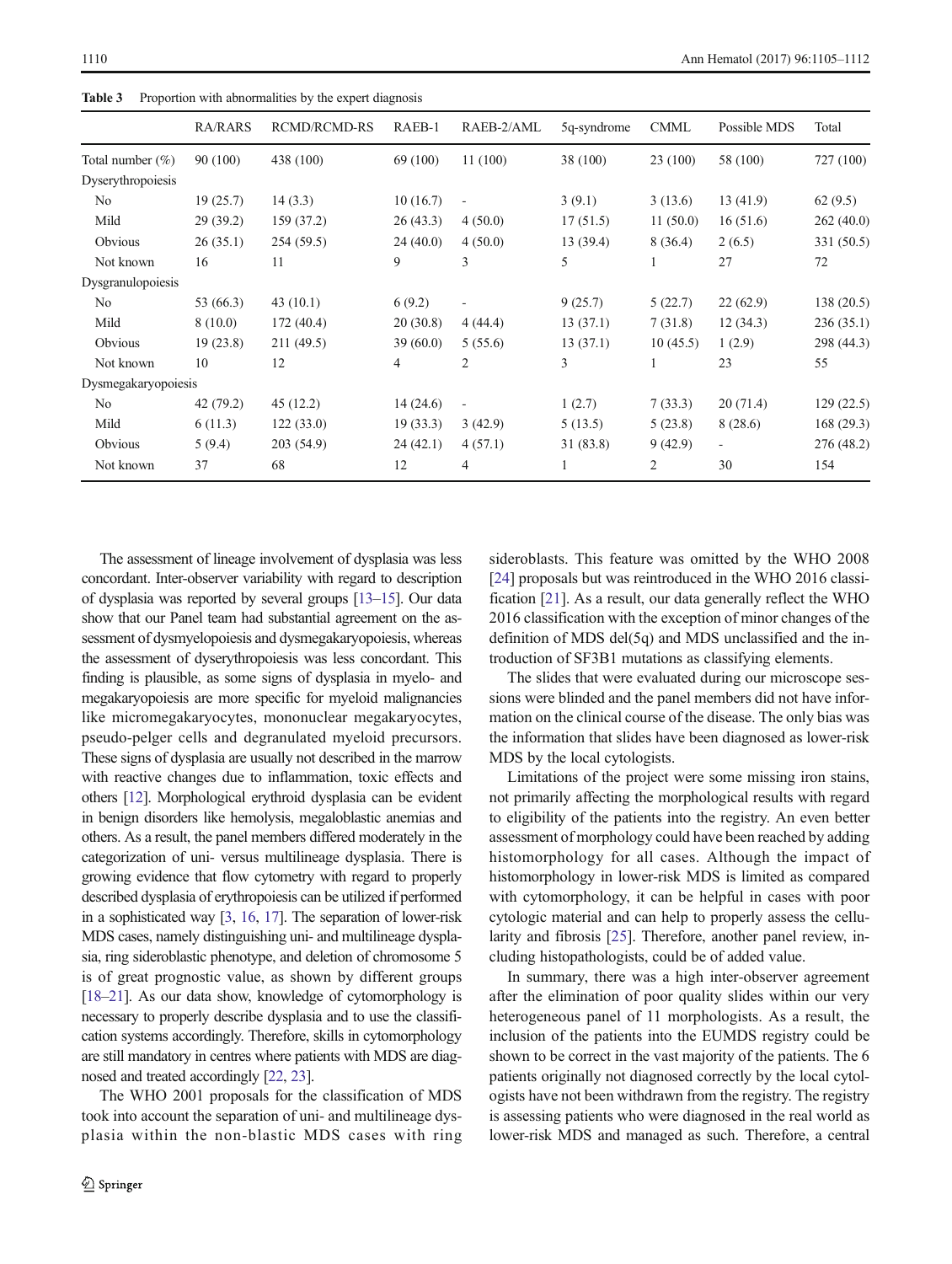**Table 3** Proportion with abnormalities by the expert diagnosis

| | RA/RARS | RCMD/RCMD-RS | RAEB-1 | RAEB-2/AML | 5q-syndrome | CMML | Possible MDS | Total |
|---|---|---|---|---|---|---|---|---|
| Total number (%) | 90 (100) | 438 (100) | 69 (100) | 11 (100) | 38 (100) | 23 (100) | 58 (100) | 727 (100) |
| Dyserythropoiesis | | | | | | | | |
| No | 19 (25.7) | 14 (3.3) | 10 (16.7) | - | 3 (9.1) | 3 (13.6) | 13 (41.9) | 62 (9.5) |
| Mild | 29 (39.2) | 159 (37.2) | 26 (43.3) | 4 (50.0) | 17 (51.5) | 11 (50.0) | 16 (51.6) | 262 (40.0) |
| Obvious | 26 (35.1) | 254 (59.5) | 24 (40.0) | 4 (50.0) | 13 (39.4) | 8 (36.4) | 2 (6.5) | 331 (50.5) |
| Not known | 16 | 11 | 9 | 3 | 5 | 1 | 27 | 72 |
| Dysgranulopoiesis | | | | | | | | |
| No | 53 (66.3) | 43 (10.1) | 6 (9.2) | - | 9 (25.7) | 5 (22.7) | 22 (62.9) | 138 (20.5) |
| Mild | 8 (10.0) | 172 (40.4) | 20 (30.8) | 4 (44.4) | 13 (37.1) | 7 (31.8) | 12 (34.3) | 236 (35.1) |
| Obvious | 19 (23.8) | 211 (49.5) | 39 (60.0) | 5 (55.6) | 13 (37.1) | 10 (45.5) | 1 (2.9) | 298 (44.3) |
| Not known | 10 | 12 | 4 | 2 | 3 | 1 | 23 | 55 |
| Dysmegakaryopoiesis | | | | | | | | |
| No | 42 (79.2) | 45 (12.2) | 14 (24.6) | - | 1 (2.7) | 7 (33.3) | 20 (71.4) | 129 (22.5) |
| Mild | 6 (11.3) | 122 (33.0) | 19 (33.3) | 3 (42.9) | 5 (13.5) | 5 (23.8) | 8 (28.6) | 168 (29.3) |
| Obvious | 5 (9.4) | 203 (54.9) | 24 (42.1) | 4 (57.1) | 31 (83.8) | 9 (42.9) | - | 276 (48.2) |
| Not known | 37 | 68 | 12 | 4 | 1 | 2 | 30 | 154 |

The assessment of lineage involvement of dysplasia was less concordant. Inter-observer variability with regard to description of dysplasia was reported by several groups [13–15]. Our data show that our Panel team had substantial agreement on the assessment of dysmyelopoiesis and dysmegakaryopoiesis, whereas the assessment of dyserythropoiesis was less concordant. This finding is plausible, as some signs of dysplasia in myelo- and megakaryopoiesis are more specific for myeloid malignancies like micromegakaryocytes, mononuclear megakaryocytes, pseudo-pelger cells and degranulated myeloid precursors. These signs of dysplasia are usually not described in the marrow with reactive changes due to inflammation, toxic effects and others [12]. Morphological erythroid dysplasia can be evident in benign disorders like hemolysis, megaloblastic anemias and others. As a result, the panel members differed moderately in the categorization of uni- versus multilineage dysplasia. There is growing evidence that flow cytometry with regard to properly described dysplasia of erythropoiesis can be utilized if performed in a sophisticated way [3, 16, 17]. The separation of lower-risk MDS cases, namely distinguishing uni- and multilineage dysplasia, ring sideroblastic phenotype, and deletion of chromosome 5 is of great prognostic value, as shown by different groups [18–21]. As our data show, knowledge of cytomorphology is necessary to properly describe dysplasia and to use the classification systems accordingly. Therefore, skills in cytomorphology are still mandatory in centres where patients with MDS are diagnosed and treated accordingly [22, 23].

The WHO 2001 proposals for the classification of MDS took into account the separation of uni- and multilineage dysplasia within the non-blastic MDS cases with ring sideroblasts. This feature was omitted by the WHO 2008 [24] proposals but was reintroduced in the WHO 2016 classification [21]. As a result, our data generally reflect the WHO 2016 classification with the exception of minor changes of the definition of MDS del(5q) and MDS unclassified and the introduction of SF3B1 mutations as classifying elements.

The slides that were evaluated during our microscope sessions were blinded and the panel members did not have information on the clinical course of the disease. The only bias was the information that slides have been diagnosed as lower-risk MDS by the local cytologists.

Limitations of the project were some missing iron stains, not primarily affecting the morphological results with regard to eligibility of the patients into the registry. An even better assessment of morphology could have been reached by adding histomorphology for all cases. Although the impact of histomorphology in lower-risk MDS is limited as compared with cytomorphology, it can be helpful in cases with poor cytologic material and can help to properly assess the cellularity and fibrosis [25]. Therefore, another panel review, including histopathologists, could be of added value.

In summary, there was a high inter-observer agreement after the elimination of poor quality slides within our very heterogeneous panel of 11 morphologists. As a result, the inclusion of the patients into the EUMDS registry could be shown to be correct in the vast majority of the patients. The 6 patients originally not diagnosed correctly by the local cytologists have not been withdrawn from the registry. The registry is assessing patients who were diagnosed in the real world as lower-risk MDS and managed as such. Therefore, a central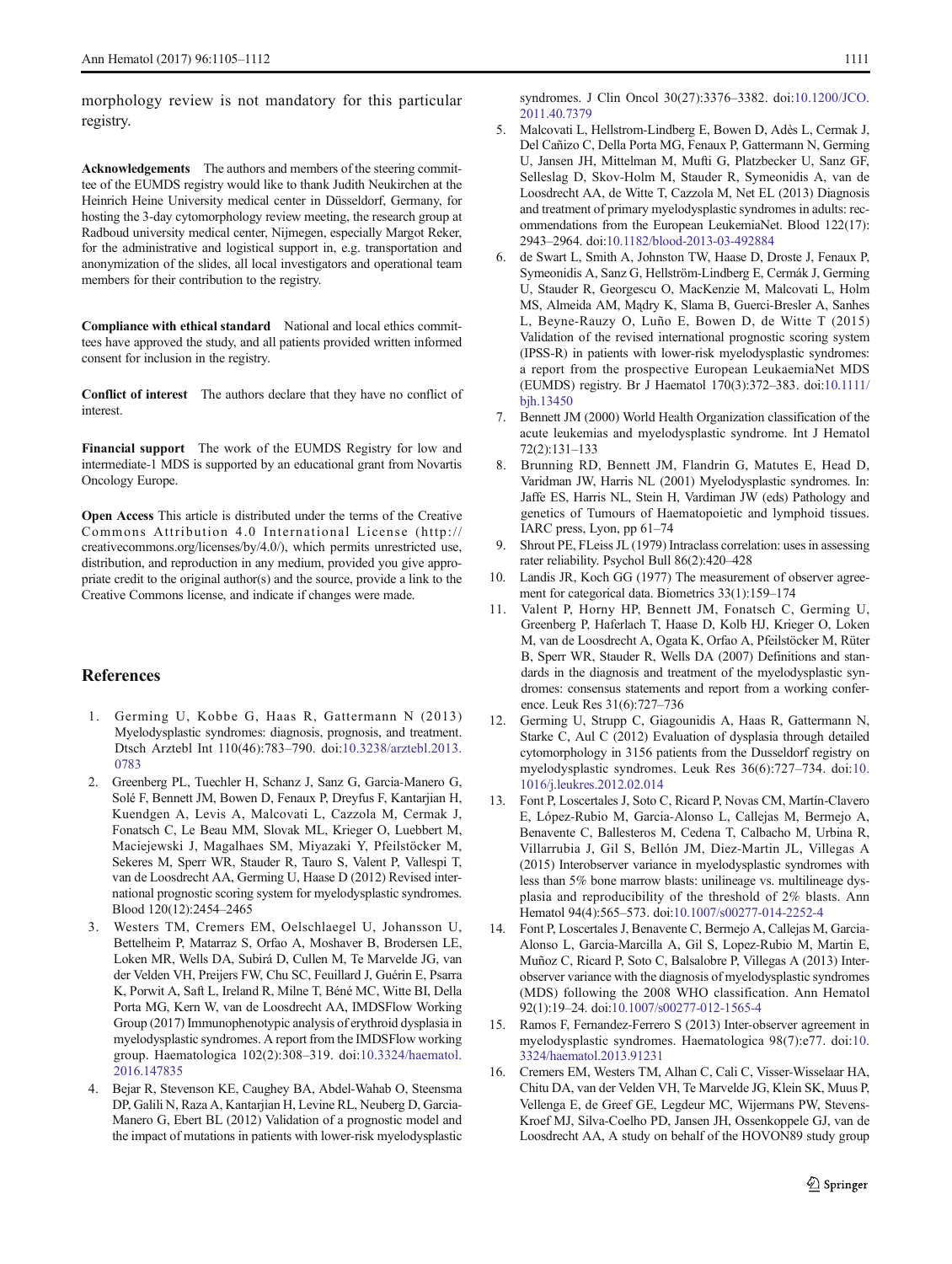morphology review is not mandatory for this particular registry.

**Acknowledgements** The authors and members of the steering committee of the EUMDS registry would like to thank Judith Neukirchen at the Heinrich Heine University medical center in Düsseldorf, Germany, for hosting the 3-day cytomorphology review meeting, the research group at Radboud university medical center, Nijmegen, especially Margot Reker, for the administrative and logistical support in, e.g. transportation and anonymization of the slides, all local investigators and operational team members for their contribution to the registry.

**Compliance with ethical standard** National and local ethics committees have approved the study, and all patients provided written informed consent for inclusion in the registry.

**Conflict of interest** The authors declare that they have no conflict of interest.

**Financial support** The work of the EUMDS Registry for low and intermediate-1 MDS is supported by an educational grant from Novartis Oncology Europe.

**Open Access** This article is distributed under the terms of the Creative Commons Attribution 4.0 International License (http://creativecommons.org/licenses/by/4.0/), which permits unrestricted use, distribution, and reproduction in any medium, provided you give appropriate credit to the original author(s) and the source, provide a link to the Creative Commons license, and indicate if changes were made.

## References

1. Germing U, Kobbe G, Haas R, Gattermann N (2013) Myelodysplastic syndromes: diagnosis, prognosis, and treatment. Dtsch Arztebl Int 110(46):783–790. doi:10.3238/arztebl.2013.0783
2. Greenberg PL, Tuechler H, Schanz J, Sanz G, Garcia-Manero G, Solé F, Bennett JM, Bowen D, Fenaux P, Dreyfus F, Kantarjian H, Kuendgen A, Levis A, Malcovati L, Cazzola M, Cermak J, Fonatsch C, Le Beau MM, Slovak ML, Krieger O, Luebbert M, Maciejewski J, Magalhaes SM, Miyazaki Y, Pfeilstöcker M, Sekeres M, Sperr WR, Stauder R, Tauro S, Valent P, Vallespi T, van de Loosdrecht AA, Germing U, Haase D (2012) Revised international prognostic scoring system for myelodysplastic syndromes. Blood 120(12):2454–2465
3. Westers TM, Cremers EM, Oelschlaegel U, Johansson U, Bettelheim P, Matarraz S, Orfao A, Moshaver B, Brodersen LE, Loken MR, Wells DA, Subirá D, Cullen M, Te Marvelde JG, van der Velden VH, Preijers FW, Chu SC, Feuillard J, Guérin E, Psarra K, Porwit A, Saft L, Ireland R, Milne T, Béné MC, Witte BI, Della Porta MG, Kern W, van de Loosdrecht AA, IMDSFlow Working Group (2017) Immunophenotypic analysis of erythroid dysplasia in myelodysplastic syndromes. A report from the IMDSFlow working group. Haematologica 102(2):308–319. doi:10.3324/haematol.2016.147835
4. Bejar R, Stevenson KE, Caughey BA, Abdel-Wahab O, Steensma DP, Galili N, Raza A, Kantarjian H, Levine RL, Neuberg D, Garcia-Manero G, Ebert BL (2012) Validation of a prognostic model and the impact of mutations in patients with lower-risk myelodysplastic syndromes. J Clin Oncol 30(27):3376–3382. doi:10.1200/JCO.2011.40.7379
5. Malcovati L, Hellstrom-Lindberg E, Bowen D, Adès L, Cermak J, Del Cañizo C, Della Porta MG, Fenaux P, Gattermann N, Germing U, Jansen JH, Mittelman M, Mufti G, Platzbecker U, Sanz GF, Selleslag D, Skov-Holm M, Stauder R, Symeonidis A, van de Loosdrecht AA, de Witte T, Cazzola M, Net EL (2013) Diagnosis and treatment of primary myelodysplastic syndromes in adults: recommendations from the European LeukemiaNet. Blood 122(17):2943–2964. doi:10.1182/blood-2013-03-492884
6. de Swart L, Smith A, Johnston TW, Haase D, Droste J, Fenaux P, Symeonidis A, Sanz G, Hellström-Lindberg E, Cermák J, Germing U, Stauder R, Georgescu O, MacKenzie M, Malcovati L, Holm MS, Almeida AM, Mądry K, Slama B, Guerci-Bresler A, Sanhes L, Beyne-Rauzy O, Luño E, Bowen D, de Witte T (2015) Validation of the revised international prognostic scoring system (IPSS-R) in patients with lower-risk myelodysplastic syndromes: a report from the prospective European LeukaemiaNet MDS (EUMDS) registry. Br J Haematol 170(3):372–383. doi:10.1111/bjh.13450
7. Bennett JM (2000) World Health Organization classification of the acute leukemias and myelodysplastic syndrome. Int J Hematol 72(2):131–133
8. Brunning RD, Bennett JM, Flandrin G, Matutes E, Head D, Varidman JW, Harris NL (2001) Myelodysplastic syndromes. In: Jaffe ES, Harris NL, Stein H, Vardiman JW (eds) Pathology and genetics of Tumours of Haematopoietic and lymphoid tissues. IARC press, Lyon, pp 61–74
9. Shrout PE, FLeiss JL (1979) Intraclass correlation: uses in assessing rater reliability. Psychol Bull 86(2):420–428
10. Landis JR, Koch GG (1977) The measurement of observer agreement for categorical data. Biometrics 33(1):159–174
11. Valent P, Horny HP, Bennett JM, Fonatsch C, Germing U, Greenberg P, Haferlach T, Haase D, Kolb HJ, Krieger O, Loken M, van de Loosdrecht A, Ogata K, Orfao A, Pfeilstöcker M, Rüter B, Sperr WR, Stauder R, Wells DA (2007) Definitions and standards in the diagnosis and treatment of the myelodysplastic syndromes: consensus statements and report from a working conference. Leuk Res 31(6):727–736
12. Germing U, Strupp C, Giagounidis A, Haas R, Gattermann N, Starke C, Aul C (2012) Evaluation of dysplasia through detailed cytomorphology in 3156 patients from the Dusseldorf registry on myelodysplastic syndromes. Leuk Res 36(6):727–734. doi:10.1016/j.leukres.2012.02.014
13. Font P, Loscertales J, Soto C, Ricard P, Novas CM, Martín-Clavero E, López-Rubio M, Garcia-Alonso L, Callejas M, Bermejo A, Benavente C, Ballesteros M, Cedena T, Calbacho M, Urbina R, Villarrubia J, Gil S, Bellón JM, Diez-Martin JL, Villegas A (2015) Interobserver variance in myelodysplastic syndromes with less than 5% bone marrow blasts: unilineage vs. multilineage dysplasia and reproducibility of the threshold of 2% blasts. Ann Hematol 94(4):565–573. doi:10.1007/s00277-014-2252-4
14. Font P, Loscertales J, Benavente C, Bermejo A, Callejas M, Garcia-Alonso L, Garcia-Marcilla A, Gil S, Lopez-Rubio M, Martin E, Muñoz C, Ricard P, Soto C, Balsalobre P, Villegas A (2013) Inter-observer variance with the diagnosis of myelodysplastic syndromes (MDS) following the 2008 WHO classification. Ann Hematol 92(1):19–24. doi:10.1007/s00277-012-1565-4
15. Ramos F, Fernandez-Ferrero S (2013) Inter-observer agreement in myelodysplastic syndromes. Haematologica 98(7):e77. doi:10.3324/haematol.2013.91231
16. Cremers EM, Westers TM, Alhan C, Cali C, Visser-Wisselaar HA, Chitu DA, van der Velden VH, Te Marvelde JG, Klein SK, Muus P, Vellenga E, de Greef GE, Legdeur MC, Wijermans PW, Stevens-Kroef MJ, Silva-Coelho PD, Jansen JH, Ossenkoppele GJ, van de Loosdrecht AA, A study on behalf of the HOVON89 study group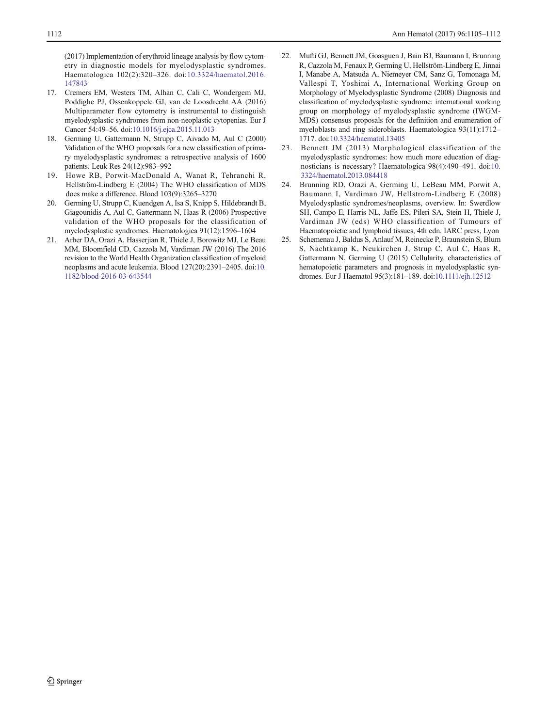(2017) Implementation of erythroid lineage analysis by flow cytometry in diagnostic models for myelodysplastic syndromes. Haematologica 102(2):320–326. doi:10.3324/haematol.2016.147843

17. Cremers EM, Westers TM, Alhan C, Cali C, Wondergem MJ, Poddighe PJ, Ossenkoppele GJ, van de Loosdrecht AA (2016) Multiparameter flow cytometry is instrumental to distinguish myelodysplastic syndromes from non-neoplastic cytopenias. Eur J Cancer 54:49–56. doi:10.1016/j.ejca.2015.11.013
18. Germing U, Gattermann N, Strupp C, Aivado M, Aul C (2000) Validation of the WHO proposals for a new classification of primary myelodysplastic syndromes: a retrospective analysis of 1600 patients. Leuk Res 24(12):983–992
19. Howe RB, Porwit-MacDonald A, Wanat R, Tehranchi R, Hellström-Lindberg E (2004) The WHO classification of MDS does make a difference. Blood 103(9):3265–3270
20. Germing U, Strupp C, Kuendgen A, Isa S, Knipp S, Hildebrandt B, Giagounidis A, Aul C, Gattermann N, Haas R (2006) Prospective validation of the WHO proposals for the classification of myelodysplastic syndromes. Haematologica 91(12):1596–1604
21. Arber DA, Orazi A, Hasserjian R, Thiele J, Borowitz MJ, Le Beau MM, Bloomfield CD, Cazzola M, Vardiman JW (2016) The 2016 revision to the World Health Organization classification of myeloid neoplasms and acute leukemia. Blood 127(20):2391–2405. doi:10.1182/blood-2016-03-643544
22. Mufti GJ, Bennett JM, Goasguen J, Bain BJ, Baumann I, Brunning R, Cazzola M, Fenaux P, Germing U, Hellström-Lindberg E, Jinnai I, Manabe A, Matsuda A, Niemeyer CM, Sanz G, Tomonaga M, Vallespi T, Yoshimi A, International Working Group on Morphology of Myelodysplastic Syndrome (2008) Diagnosis and classification of myelodysplastic syndrome: international working group on morphology of myelodysplastic syndrome (IWGM-MDS) consensus proposals for the definition and enumeration of myeloblasts and ring sideroblasts. Haematologica 93(11):1712–1717. doi:10.3324/haematol.13405
23. Bennett JM (2013) Morphological classification of the myelodysplastic syndromes: how much more education of diagnosticians is necessary? Haematologica 98(4):490–491. doi:10.3324/haematol.2013.084418
24. Brunning RD, Orazi A, Germing U, LeBeau MM, Porwit A, Baumann I, Vardiman JW, Hellstrom-Lindberg E (2008) Myelodysplastic syndromes/neoplasms, overview. In: Swerdlow SH, Campo E, Harris NL, Jaffe ES, Pileri SA, Stein H, Thiele J, Vardiman JW (eds) WHO classification of Tumours of Haematopoietic and lymphoid tissues, 4th edn. IARC press, Lyon
25. Schemenau J, Baldus S, Anlauf M, Reinecke P, Braunstein S, Blum S, Nachtkamp K, Neukirchen J, Strup C, Aul C, Haas R, Gattermann N, Germing U (2015) Cellularity, characteristics of hematopoietic parameters and prognosis in myelodysplastic syndromes. Eur J Haematol 95(3):181–189. doi:10.1111/ejh.12512